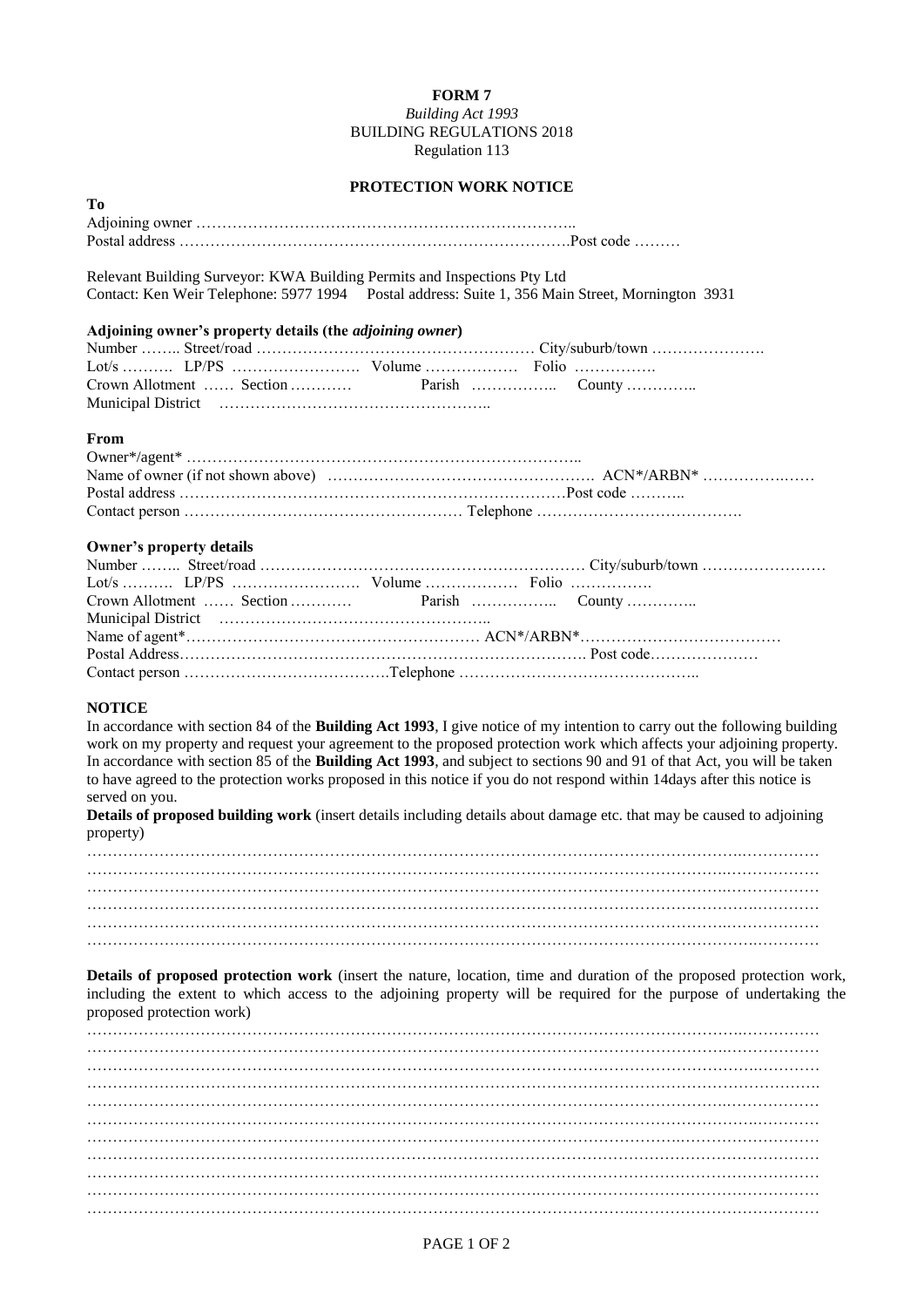**FORM 7**

*Building Act 1993*

BUILDING REGULATIONS 2018

Regulation 113

**PROTECTION WORK NOTICE**

**To**

Adjoining owner …………………………………………………………………..

Postal address ……………………………………………………………………Post code ………

Relevant Building Surveyor: KWA Building Permits and Inspections Pty Ltd

Contact: Ken Weir Telephone: 5977 1994  Postal address: Suite 1, 356 Main Street, Mornington 3931

**Adjoining owner's property details (the *adjoining owner*)**

Number …….. Street/road ………………………………………………… City/suburb/town ………………….

Lot/s ………. LP/PS ……………………. Volume ……………… Folio …………….

Crown Allotment …… Section ………… Parish …………….. County …………..

Municipal District ……………………………………………..

**From**

Owner*/agent* …………………………………………………………………..

Name of owner (if not shown above) ……………………………………………. ACN*/ARBN* ……………..……

Postal address ……………………………………………………………………Post code ………..

Contact person ……………………………………………… Telephone ………………………………….

**Owner's property details**

Number …….. Street/road ……………………………………………………… City/suburb/town ……………………

Lot/s ………. LP/PS ……………………. Volume ……………… Folio …………….

Crown Allotment …… Section ………… Parish …………….. County …………..

Municipal District ……………………………………………..

Name of agent*………………………………………………… ACN*/ARBN*…………………………………

Postal Address……………………………………………………………………. Post code…………………

Contact person ………………………………….Telephone ………………………………………..

**NOTICE**

In accordance with section 84 of the **Building Act 1993**, I give notice of my intention to carry out the following building work on my property and request your agreement to the proposed protection work which affects your adjoining property. In accordance with section 85 of the **Building Act 1993**, and subject to sections 90 and 91 of that Act, you will be taken to have agreed to the protection works proposed in this notice if you do not respond within 14days after this notice is served on you.

**Details of proposed building work** (insert details including details about damage etc. that may be caused to adjoining property)

…………………………………………………………………………………………………………………………

…………………………………………………………………………………………………………………………

…………………………………………………………………………………………………………………………

…………………………………………………………………………………………………………………………

…………………………………………………………………………………………………………………………

…………………………………………………………………………………………………………………………

**Details of proposed protection work** (insert the nature, location, time and duration of the proposed protection work, including the extent to which access to the adjoining property will be required for the purpose of undertaking the proposed protection work)

…………………………………………………………………………………………………………………………

…………………………………………………………………………………………………………………………

…………………………………………………………………………………………………………………………

…………………………………………………………………………………………………………………………

…………………………………………………………………………………………………………………………

…………………………………………………………………………………………………………………………

…………………………………………………………………………………………………………………………

…………………………………………………………………………………………………………………………

…………………………………………………………………………………………………………………………

…………………………………………………………………………………………………………………………

…………………………………………………………………………………………………………………………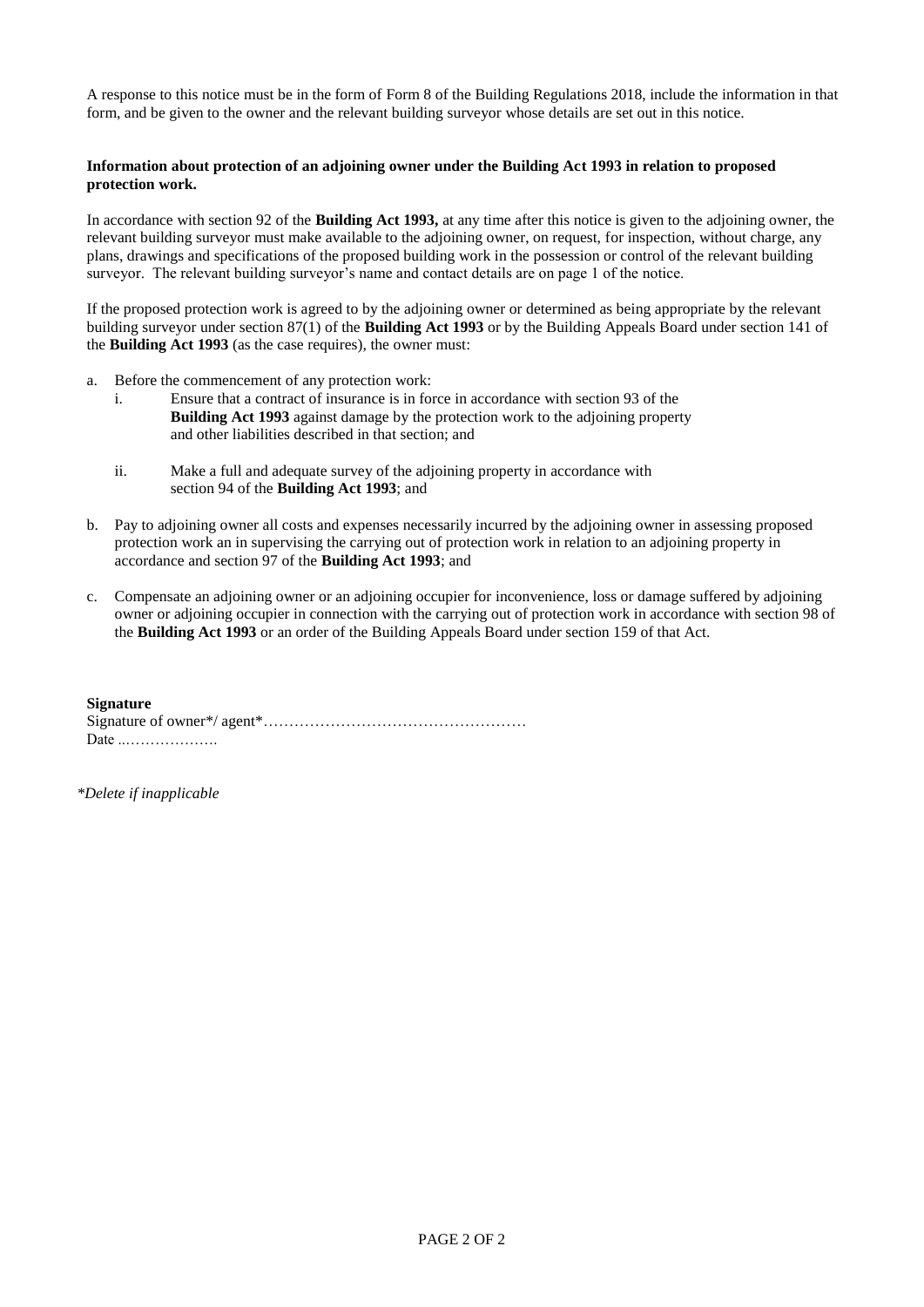A response to this notice must be in the form of Form 8 of the Building Regulations 2018, include the information in that form, and be given to the owner and the relevant building surveyor whose details are set out in this notice.

**Information about protection of an adjoining owner under the Building Act 1993 in relation to proposed protection work.**

In accordance with section 92 of the **Building Act 1993,** at any time after this notice is given to the adjoining owner, the relevant building surveyor must make available to the adjoining owner, on request, for inspection, without charge, any plans, drawings and specifications of the proposed building work in the possession or control of the relevant building surveyor. The relevant building surveyor's name and contact details are on page 1 of the notice.

If the proposed protection work is agreed to by the adjoining owner or determined as being appropriate by the relevant building surveyor under section 87(1) of the **Building Act 1993** or by the Building Appeals Board under section 141 of the **Building Act 1993** (as the case requires), the owner must:

a. Before the commencement of any protection work:
   i. Ensure that a contract of insurance is in force in accordance with section 93 of the **Building Act 1993** against damage by the protection work to the adjoining property and other liabilities described in that section; and

   ii. Make a full and adequate survey of the adjoining property in accordance with section 94 of the **Building Act 1993**; and

b. Pay to adjoining owner all costs and expenses necessarily incurred by the adjoining owner in assessing proposed protection work an in supervising the carrying out of protection work in relation to an adjoining property in accordance and section 97 of the **Building Act 1993**; and

c. Compensate an adjoining owner or an adjoining occupier for inconvenience, loss or damage suffered by adjoining owner or adjoining occupier in connection with the carrying out of protection work in accordance with section 98 of the **Building Act 1993** or an order of the Building Appeals Board under section 159 of that Act.

**Signature**

Signature of owner*/ agent*……………………………………………

Date ..……………….

*Delete if inapplicable*